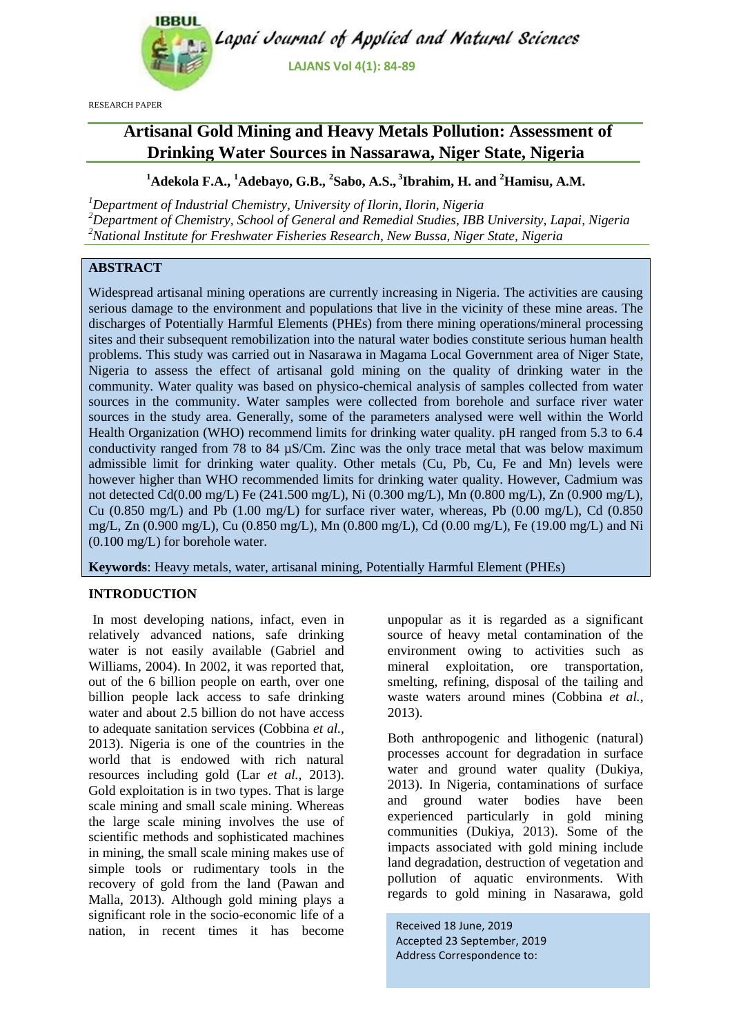RESEARCH PAPER

# Artisanal Gold Mining and Heavy Metals Pollution: Assessment of Drinking Water Sources in Nassarawa, Niger State, Nigeria

[1]Adekola F.A., [1]Adebayo, G.B., [2]Sabo, A.S., [3]Ibrahim, H. and [2]Hamisu, A.M.

*[1]Department of Industrial Chemistry, University of Ilorin, Ilorin, Nigeria*
*[2]Department of Chemistry, School of General and Remedial Studies, IBB University, Lapai, Nigeria*
*[2]National Institute for Freshwater Fisheries Research, New Bussa, Niger State, Nigeria*

## ABSTRACT

Widespread artisanal mining operations are currently increasing in Nigeria. The activities are causing serious damage to the environment and populations that live in the vicinity of these mine areas. The discharges of Potentially Harmful Elements (PHEs) from there mining operations/mineral processing sites and their subsequent remobilization into the natural water bodies constitute serious human health problems. This study was carried out in Nasarawa in Magama Local Government area of Niger State, Nigeria to assess the effect of artisanal gold mining on the quality of drinking water in the community. Water quality was based on physico-chemical analysis of samples collected from water sources in the community. Water samples were collected from borehole and surface river water sources in the study area. Generally, some of the parameters analysed were well within the World Health Organization (WHO) recommend limits for drinking water quality. pH ranged from 5.3 to 6.4 conductivity ranged from 78 to 84 µS/Cm. Zinc was the only trace metal that was below maximum admissible limit for drinking water quality. Other metals (Cu, Pb, Cu, Fe and Mn) levels were however higher than WHO recommended limits for drinking water quality. However, Cadmium was not detected Cd(0.00 mg/L) Fe (241.500 mg/L), Ni (0.300 mg/L), Mn (0.800 mg/L), Zn (0.900 mg/L), Cu (0.850 mg/L) and Pb (1.00 mg/L) for surface river water, whereas, Pb (0.00 mg/L), Cd (0.850 mg/L, Zn (0.900 mg/L), Cu (0.850 mg/L), Mn (0.800 mg/L), Cd (0.00 mg/L), Fe (19.00 mg/L) and Ni (0.100 mg/L) for borehole water.

**Keywords**: Heavy metals, water, artisanal mining, Potentially Harmful Element (PHEs)

## INTRODUCTION

In most developing nations, infact, even in relatively advanced nations, safe drinking water is not easily available (Gabriel and Williams, 2004). In 2002, it was reported that, out of the 6 billion people on earth, over one billion people lack access to safe drinking water and about 2.5 billion do not have access to adequate sanitation services (Cobbina *et al.*, 2013). Nigeria is one of the countries in the world that is endowed with rich natural resources including gold (Lar *et al.*, 2013). Gold exploitation is in two types. That is large scale mining and small scale mining. Whereas the large scale mining involves the use of scientific methods and sophisticated machines in mining, the small scale mining makes use of simple tools or rudimentary tools in the recovery of gold from the land (Pawan and Malla, 2013). Although gold mining plays a significant role in the socio-economic life of a nation, in recent times it has become unpopular as it is regarded as a significant source of heavy metal contamination of the environment owing to activities such as mineral exploitation, ore transportation, smelting, refining, disposal of the tailing and waste waters around mines (Cobbina *et al.*, 2013).

Both anthropogenic and lithogenic (natural) processes account for degradation in surface water and ground water quality (Dukiya, 2013). In Nigeria, contaminations of surface and ground water bodies have been experienced particularly in gold mining communities (Dukiya, 2013). Some of the impacts associated with gold mining include land degradation, destruction of vegetation and pollution of aquatic environments. With regards to gold mining in Nasarawa, gold

Received 18 June, 2019
Accepted 23 September, 2019
Address Correspondence to: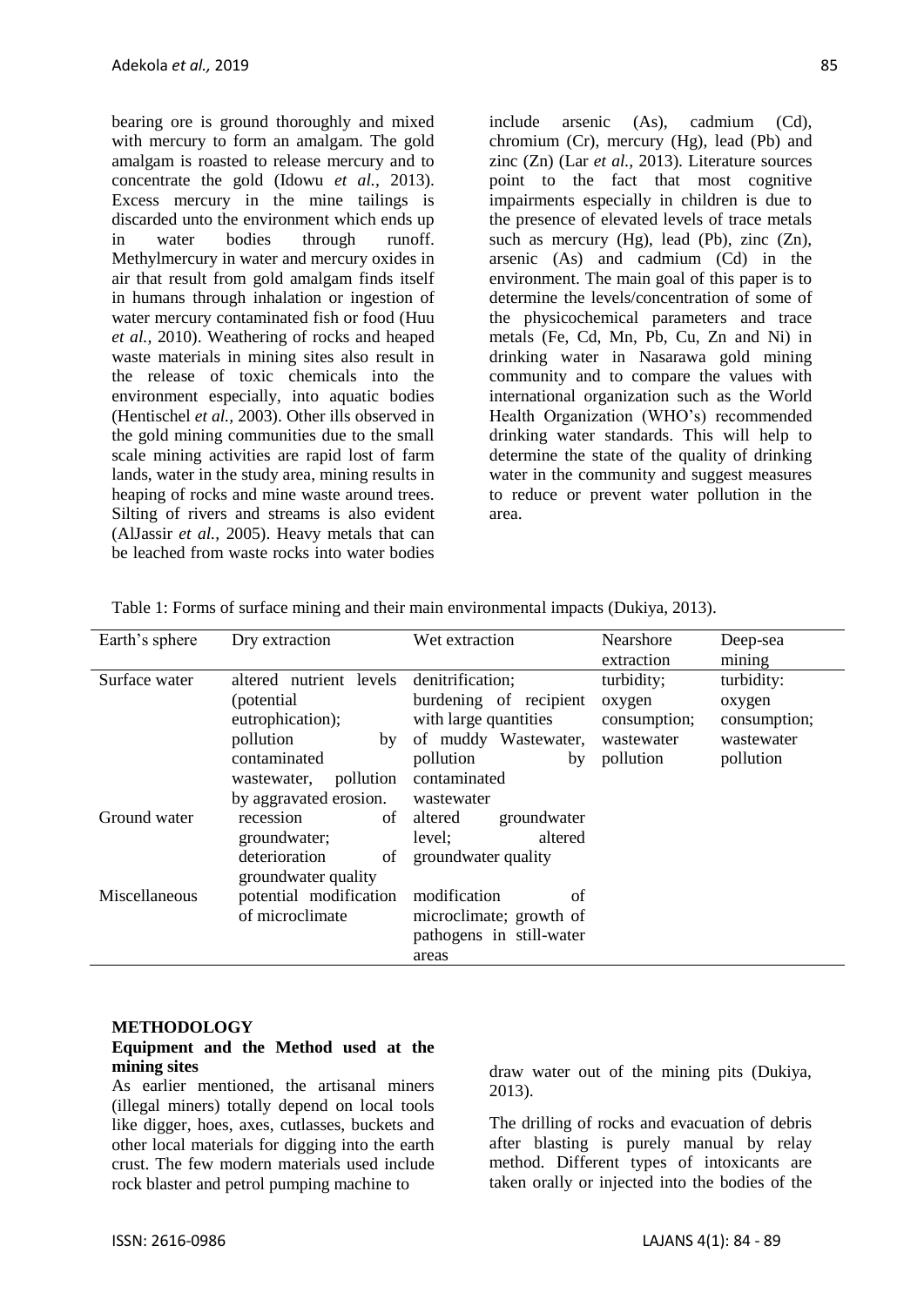bearing ore is ground thoroughly and mixed with mercury to form an amalgam. The gold amalgam is roasted to release mercury and to concentrate the gold (Idowu *et al.,* 2013). Excess mercury in the mine tailings is discarded unto the environment which ends up in water bodies through runoff. Methylmercury in water and mercury oxides in air that result from gold amalgam finds itself in humans through inhalation or ingestion of water mercury contaminated fish or food (Huu *et al.,* 2010). Weathering of rocks and heaped waste materials in mining sites also result in the release of toxic chemicals into the environment especially, into aquatic bodies (Hentischel *et al.,* 2003). Other ills observed in the gold mining communities due to the small scale mining activities are rapid lost of farm lands, water in the study area, mining results in heaping of rocks and mine waste around trees. Silting of rivers and streams is also evident (AlJassir *et al.,* 2005). Heavy metals that can be leached from waste rocks into water bodies include arsenic (As), cadmium (Cd), chromium (Cr), mercury (Hg), lead (Pb) and zinc (Zn) (Lar *et al.,* 2013). Literature sources point to the fact that most cognitive impairments especially in children is due to the presence of elevated levels of trace metals such as mercury (Hg), lead (Pb), zinc (Zn), arsenic (As) and cadmium (Cd) in the environment. The main goal of this paper is to determine the levels/concentration of some of the physicochemical parameters and trace metals (Fe, Cd, Mn, Pb, Cu, Zn and Ni) in drinking water in Nasarawa gold mining community and to compare the values with international organization such as the World Health Organization (WHO's) recommended drinking water standards. This will help to determine the state of the quality of drinking water in the community and suggest measures to reduce or prevent water pollution in the area.

Table 1: Forms of surface mining and their main environmental impacts (Dukiya, 2013).

| Earth's sphere | Dry extraction | Wet extraction | Nearshore extraction | Deep-sea mining |
|---|---|---|---|---|
| Surface water | altered nutrient levels (potential eutrophication); pollution by contaminated wastewater, pollution by aggravated erosion. | denitrification; burdening of recipient with large quantities of muddy Wastewater, pollution by contaminated wastewater | turbidity; oxygen consumption; wastewater pollution | turbidity: oxygen consumption; wastewater pollution |
| Ground water | recession of groundwater; deterioration of groundwater quality | altered groundwater level; altered groundwater quality | | |
| Miscellaneous | potential modification of microclimate | modification of microclimate; growth of pathogens in still-water areas | | |

## METHODOLOGY

### Equipment and the Method used at the mining sites

As earlier mentioned, the artisanal miners (illegal miners) totally depend on local tools like digger, hoes, axes, cutlasses, buckets and other local materials for digging into the earth crust. The few modern materials used include rock blaster and petrol pumping machine to draw water out of the mining pits (Dukiya, 2013).

The drilling of rocks and evacuation of debris after blasting is purely manual by relay method. Different types of intoxicants are taken orally or injected into the bodies of the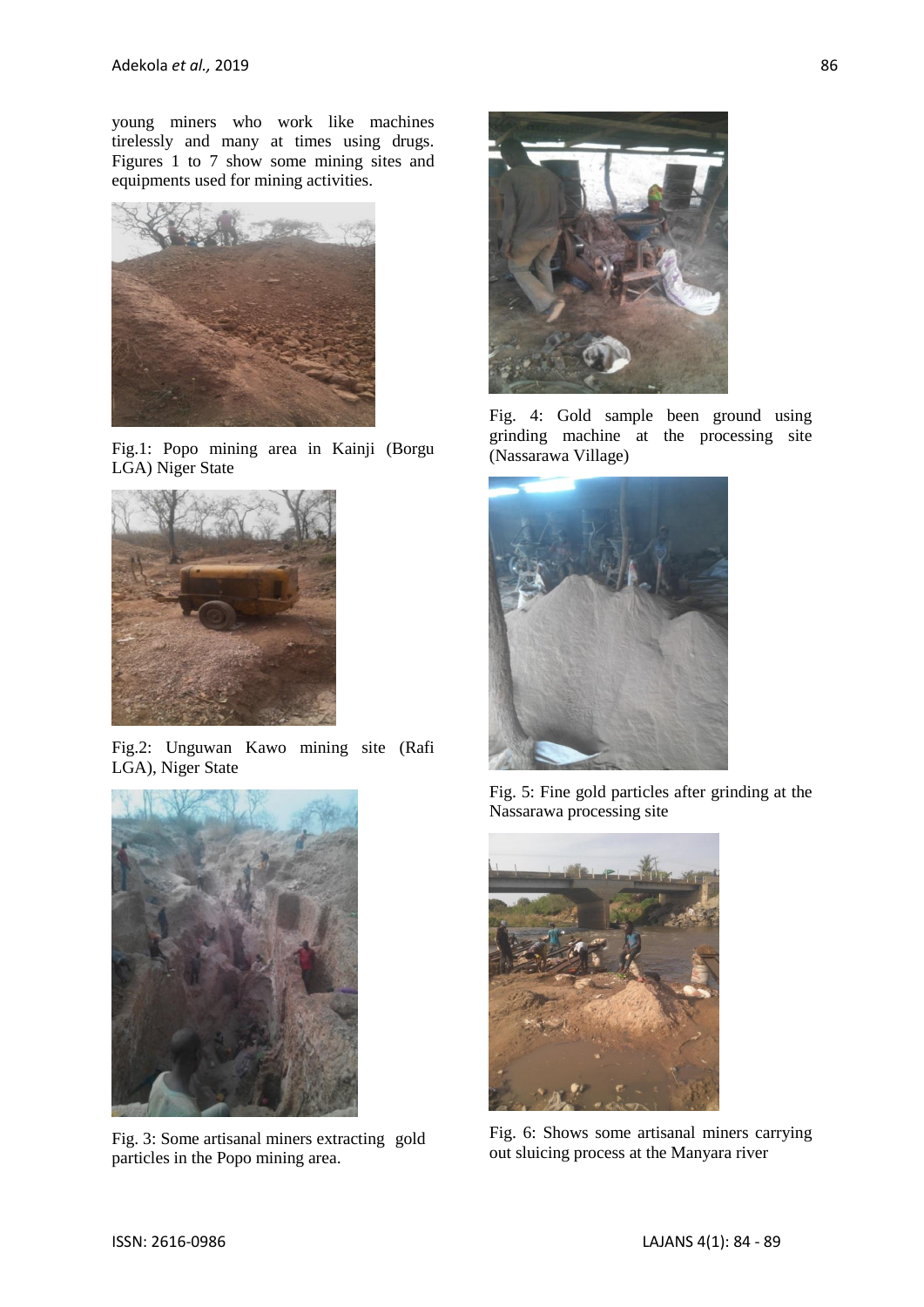young miners who work like machines tirelessly and many at times using drugs. Figures 1 to 7 show some mining sites and equipments used for mining activities.

Fig.1: Popo mining area in Kainji (Borgu LGA) Niger State

Fig.2: Unguwan Kawo mining site (Rafi LGA), Niger State

Fig. 3: Some artisanal miners extracting gold particles in the Popo mining area.

Fig. 4: Gold sample been ground using grinding machine at the processing site (Nassarawa Village)

Fig. 5: Fine gold particles after grinding at the Nassarawa processing site

Fig. 6: Shows some artisanal miners carrying out sluicing process at the Manyara river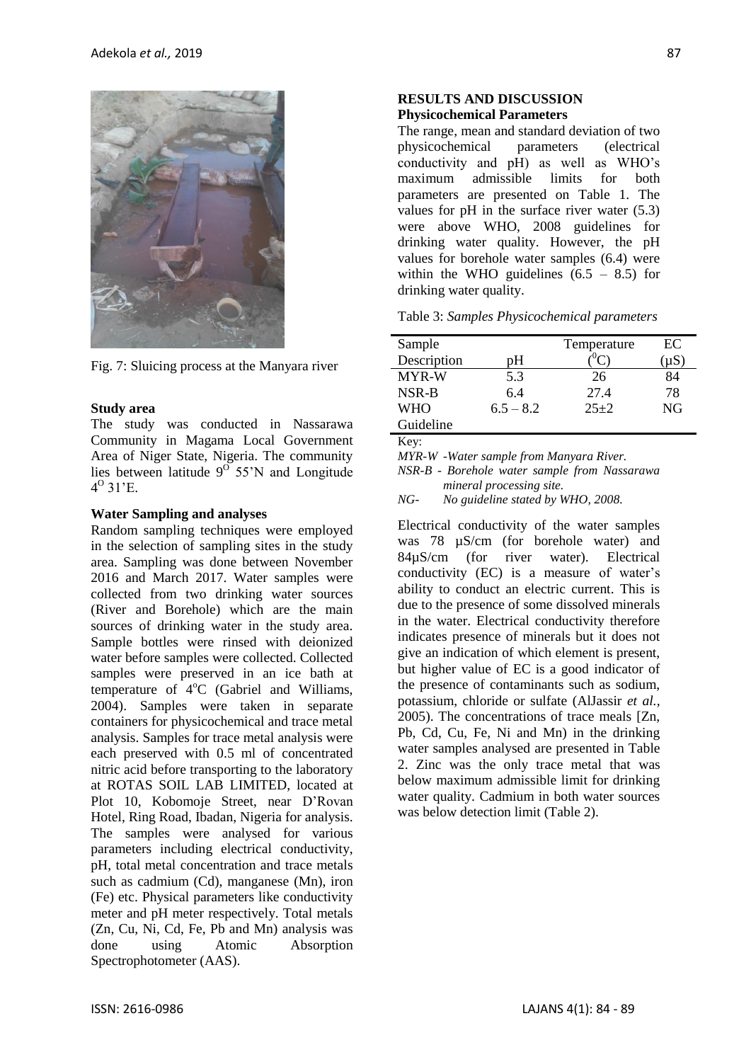Fig. 7: Sluicing process at the Manyara river

### Study area

The study was conducted in Nassarawa Community in Magama Local Government Area of Niger State, Nigeria. The community lies between latitude $9^{O}$ 55'N and Longitude $4^{O}$ 31'E.

### Water Sampling and analyses

Random sampling techniques were employed in the selection of sampling sites in the study area. Sampling was done between November 2016 and March 2017. Water samples were collected from two drinking water sources (River and Borehole) which are the main sources of drinking water in the study area. Sample bottles were rinsed with deionized water before samples were collected. Collected samples were preserved in an ice bath at temperature of $4^{o}$C (Gabriel and Williams, 2004). Samples were taken in separate containers for physicochemical and trace metal analysis. Samples for trace metal analysis were each preserved with 0.5 ml of concentrated nitric acid before transporting to the laboratory at ROTAS SOIL LAB LIMITED, located at Plot 10, Kobomoje Street, near D'Rovan Hotel, Ring Road, Ibadan, Nigeria for analysis. The samples were analysed for various parameters including electrical conductivity, pH, total metal concentration and trace metals such as cadmium (Cd), manganese (Mn), iron (Fe) etc. Physical parameters like conductivity meter and pH meter respectively. Total metals (Zn, Cu, Ni, Cd, Fe, Pb and Mn) analysis was done using Atomic Absorption Spectrophotometer (AAS).

## RESULTS AND DISCUSSION

### Physicochemical Parameters

The range, mean and standard deviation of two physicochemical parameters (electrical conductivity and pH) as well as WHO's maximum admissible limits for both parameters are presented on Table 1. The values for pH in the surface river water (5.3) were above WHO, 2008 guidelines for drinking water quality. However, the pH values for borehole water samples (6.4) were within the WHO guidelines (6.5 – 8.5) for drinking water quality.

Table 3: *Samples Physicochemical parameters*

| Sample Description | pH | Temperature ($^{0}$C) | EC (μS) |
|---|---|---|---|
| MYR-W | 5.3 | 26 | 84 |
| NSR-B | 6.4 | 27.4 | 78 |
| WHO Guideline | 6.5 – 8.2 | 25±2 | NG |

Key:

*MYR-W -Water sample from Manyara River.*

*NSR-B - Borehole water sample from Nassarawa mineral processing site.*

*NG- No guideline stated by WHO, 2008.*

Electrical conductivity of the water samples was 78 µS/cm (for borehole water) and 84µS/cm (for river water). Electrical conductivity (EC) is a measure of water's ability to conduct an electric current. This is due to the presence of some dissolved minerals in the water. Electrical conductivity therefore indicates presence of minerals but it does not give an indication of which element is present, but higher value of EC is a good indicator of the presence of contaminants such as sodium, potassium, chloride or sulfate (AlJassir *et al.*, 2005). The concentrations of trace meals [Zn, Pb, Cd, Cu, Fe, Ni and Mn) in the drinking water samples analysed are presented in Table 2. Zinc was the only trace metal that was below maximum admissible limit for drinking water quality. Cadmium in both water sources was below detection limit (Table 2).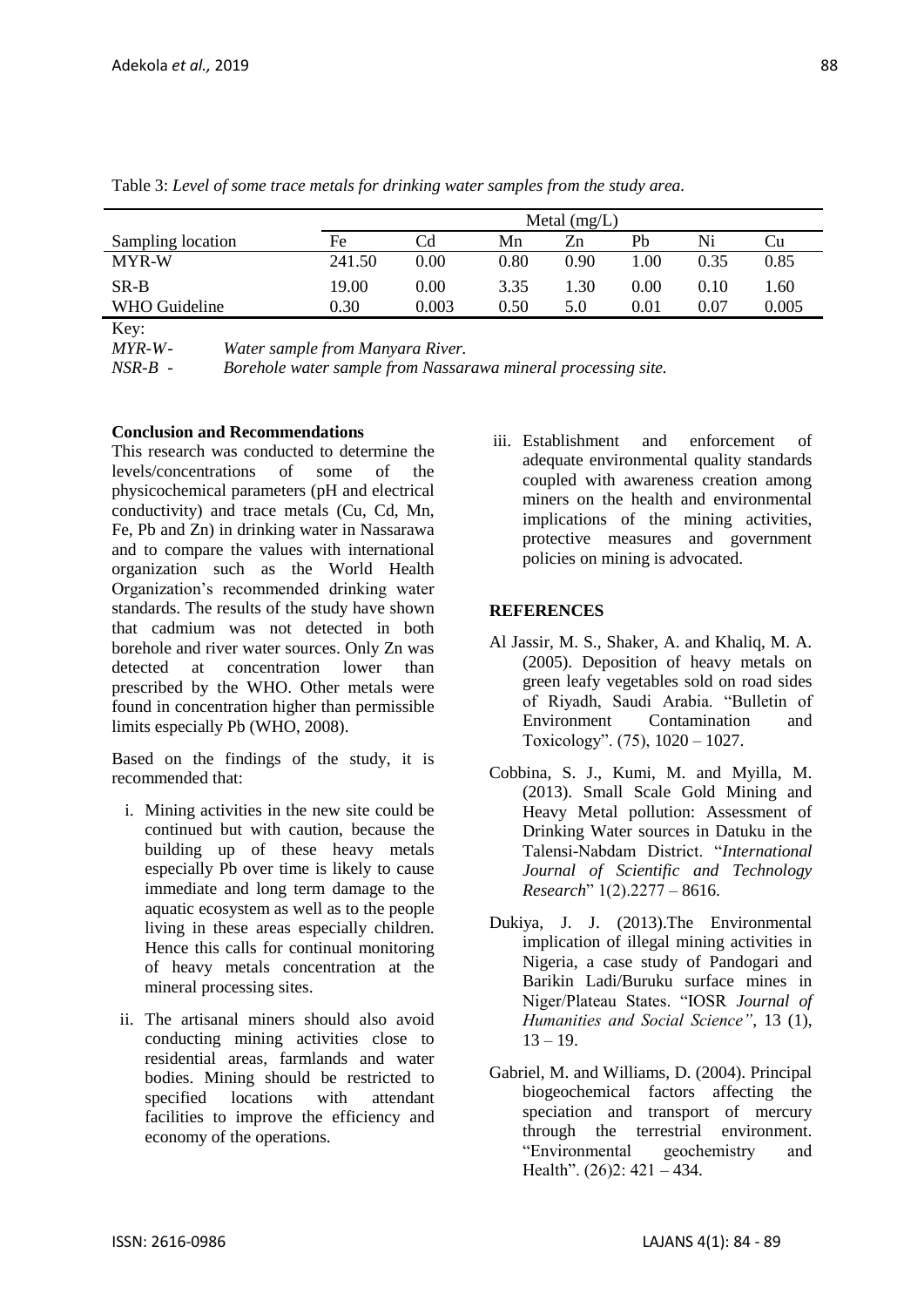Table 3: *Level of some trace metals for drinking water samples from the study area.*

| | Metal (mg/L) | | | | | | |
|---|---|---|---|---|---|---|---|
| Sampling location | Fe | Cd | Mn | Zn | Pb | Ni | Cu |
| MYR-W | 241.50 | 0.00 | 0.80 | 0.90 | 1.00 | 0.35 | 0.85 |
| SR-B | 19.00 | 0.00 | 3.35 | 1.30 | 0.00 | 0.10 | 1.60 |
| WHO Guideline | 0.30 | 0.003 | 0.50 | 5.0 | 0.01 | 0.07 | 0.005 |

Key:

*MYR-W-* *Water sample from Manyara River.*

*NSR-B -* *Borehole water sample from Nassarawa mineral processing site.*

**Conclusion and Recommendations**

This research was conducted to determine the levels/concentrations of some of the physicochemical parameters (pH and electrical conductivity) and trace metals (Cu, Cd, Mn, Fe, Pb and Zn) in drinking water in Nassarawa and to compare the values with international organization such as the World Health Organization's recommended drinking water standards. The results of the study have shown that cadmium was not detected in both borehole and river water sources. Only Zn was detected at concentration lower than prescribed by the WHO. Other metals were found in concentration higher than permissible limits especially Pb (WHO, 2008).

Based on the findings of the study, it is recommended that:

i. Mining activities in the new site could be continued but with caution, because the building up of these heavy metals especially Pb over time is likely to cause immediate and long term damage to the aquatic ecosystem as well as to the people living in these areas especially children. Hence this calls for continual monitoring of heavy metals concentration at the mineral processing sites.

ii. The artisanal miners should also avoid conducting mining activities close to residential areas, farmlands and water bodies. Mining should be restricted to specified locations with attendant facilities to improve the efficiency and economy of the operations.

iii. Establishment and enforcement of adequate environmental quality standards coupled with awareness creation among miners on the health and environmental implications of the mining activities, protective measures and government policies on mining is advocated.

**REFERENCES**

Al Jassir, M. S., Shaker, A. and Khaliq, M. A. (2005). Deposition of heavy metals on green leafy vegetables sold on road sides of Riyadh, Saudi Arabia. "Bulletin of Environment Contamination and Toxicology". (75), 1020 – 1027.

Cobbina, S. J., Kumi, M. and Myilla, M. (2013). Small Scale Gold Mining and Heavy Metal pollution: Assessment of Drinking Water sources in Datuku in the Talensi-Nabdam District. "*International Journal of Scientific and Technology Research*" 1(2).2277 – 8616.

Dukiya, J. J. (2013).The Environmental implication of illegal mining activities in Nigeria, a case study of Pandogari and Barikin Ladi/Buruku surface mines in Niger/Plateau States. "IOSR *Journal of Humanities and Social Science"*, 13 (1), 13 – 19.

Gabriel, M. and Williams, D. (2004). Principal biogeochemical factors affecting the speciation and transport of mercury through the terrestrial environment. "Environmental geochemistry and Health". (26)2: 421 – 434.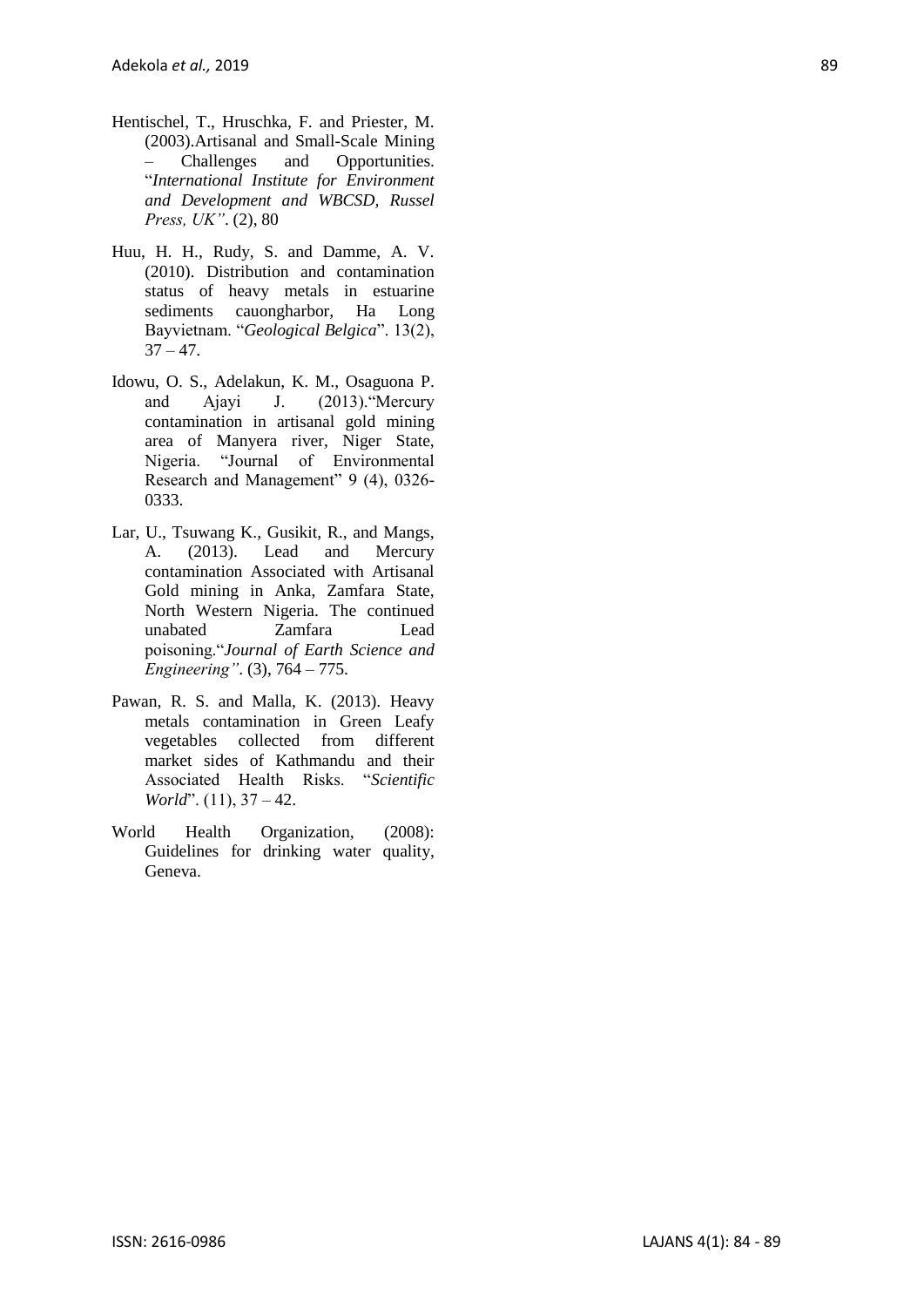Hentischel, T., Hruschka, F. and Priester, M. (2003).Artisanal and Small-Scale Mining – Challenges and Opportunities. "*International Institute for Environment and Development and WBCSD, Russel Press, UK"*. (2), 80

Huu, H. H., Rudy, S. and Damme, A. V. (2010). Distribution and contamination status of heavy metals in estuarine sediments cauongharbor, Ha Long Bayvietnam. "*Geological Belgica*". 13(2), 37 – 47.

Idowu, O. S., Adelakun, K. M., Osaguona P. and Ajayi J. (2013)."Mercury contamination in artisanal gold mining area of Manyera river, Niger State, Nigeria. "Journal of Environmental Research and Management" 9 (4), 0326-0333.

Lar, U., Tsuwang K., Gusikit, R., and Mangs, A. (2013). Lead and Mercury contamination Associated with Artisanal Gold mining in Anka, Zamfara State, North Western Nigeria. The continued unabated Zamfara Lead poisoning."*Journal of Earth Science and Engineering"*. (3), 764 – 775.

Pawan, R. S. and Malla, K. (2013). Heavy metals contamination in Green Leafy vegetables collected from different market sides of Kathmandu and their Associated Health Risks. "*Scientific World*". (11), 37 – 42.

World Health Organization, (2008): Guidelines for drinking water quality, Geneva.